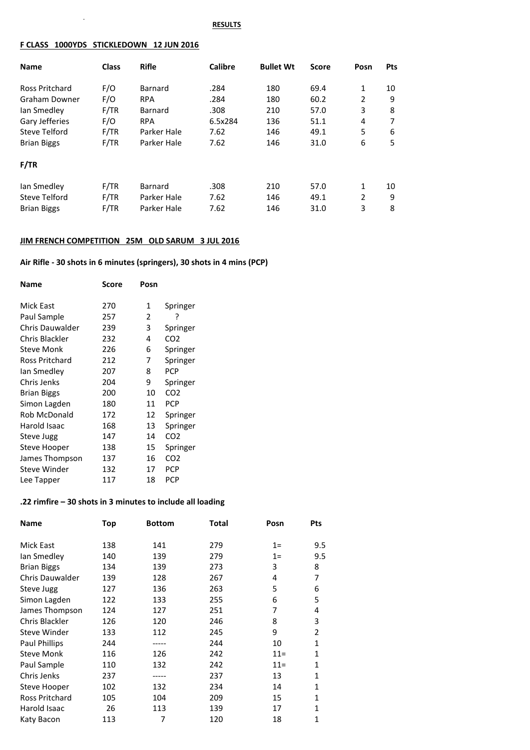**RESULTS**

**F CLASS 1000YDS STICKLEDOWN 12 JUN 2016**

| Name | Class | Rifle | Calibre | Bullet Wt | Score | Posn | Pts |
|---|---|---|---|---|---|---|---|
| Ross Pritchard | F/O | Barnard | .284 | 180 | 69.4 | 1 | 10 |
| Graham Downer | F/O | RPA | .284 | 180 | 60.2 | 2 | 9 |
| Ian Smedley | F/TR | Barnard | .308 | 210 | 57.0 | 3 | 8 |
| Gary Jefferies | F/O | RPA | 6.5x284 | 136 | 51.1 | 4 | 7 |
| Steve Telford | F/TR | Parker Hale | 7.62 | 146 | 49.1 | 5 | 6 |
| Brian Biggs | F/TR | Parker Hale | 7.62 | 146 | 31.0 | 6 | 5 |

**F/TR**

| Name | Class | Rifle | Calibre | Bullet Wt | Score | Posn | Pts |
|---|---|---|---|---|---|---|---|
| Ian Smedley | F/TR | Barnard | .308 | 210 | 57.0 | 1 | 10 |
| Steve Telford | F/TR | Parker Hale | 7.62 | 146 | 49.1 | 2 | 9 |
| Brian Biggs | F/TR | Parker Hale | 7.62 | 146 | 31.0 | 3 | 8 |

**JIM FRENCH COMPETITION 25M OLD SARUM 3 JUL 2016**

**Air Rifle - 30 shots in 6 minutes (springers), 30 shots in 4 mins (PCP)**

| Name | Score | Posn | |
|---|---|---|---|
| Mick East | 270 | 1 | Springer |
| Paul Sample | 257 | 2 | ? |
| Chris Dauwalder | 239 | 3 | Springer |
| Chris Blackler | 232 | 4 | $CO_2$ |
| Steve Monk | 226 | 6 | Springer |
| Ross Pritchard | 212 | 7 | Springer |
| Ian Smedley | 207 | 8 | PCP |
| Chris Jenks | 204 | 9 | Springer |
| Brian Biggs | 200 | 10 | $CO_2$ |
| Simon Lagden | 180 | 11 | PCP |
| Rob McDonald | 172 | 12 | Springer |
| Harold Isaac | 168 | 13 | Springer |
| Steve Jugg | 147 | 14 | $CO_2$ |
| Steve Hooper | 138 | 15 | Springer |
| James Thompson | 137 | 16 | $CO_2$ |
| Steve Winder | 132 | 17 | PCP |
| Lee Tapper | 117 | 18 | PCP |

**.22 rimfire – 30 shots in 3 minutes to include all loading**

| Name | Top | Bottom | Total | Posn | Pts |
|---|---|---|---|---|---|
| Mick East | 138 | 141 | 279 | 1= | 9.5 |
| Ian Smedley | 140 | 139 | 279 | 1= | 9.5 |
| Brian Biggs | 134 | 139 | 273 | 3 | 8 |
| Chris Dauwalder | 139 | 128 | 267 | 4 | 7 |
| Steve Jugg | 127 | 136 | 263 | 5 | 6 |
| Simon Lagden | 122 | 133 | 255 | 6 | 5 |
| James Thompson | 124 | 127 | 251 | 7 | 4 |
| Chris Blackler | 126 | 120 | 246 | 8 | 3 |
| Steve Winder | 133 | 112 | 245 | 9 | 2 |
| Paul Phillips | 244 | ----- | 244 | 10 | 1 |
| Steve Monk | 116 | 126 | 242 | 11= | 1 |
| Paul Sample | 110 | 132 | 242 | 11= | 1 |
| Chris Jenks | 237 | ----- | 237 | 13 | 1 |
| Steve Hooper | 102 | 132 | 234 | 14 | 1 |
| Ross Pritchard | 105 | 104 | 209 | 15 | 1 |
| Harold Isaac | 26 | 113 | 139 | 17 | 1 |
| Katy Bacon | 113 | 7 | 120 | 18 | 1 |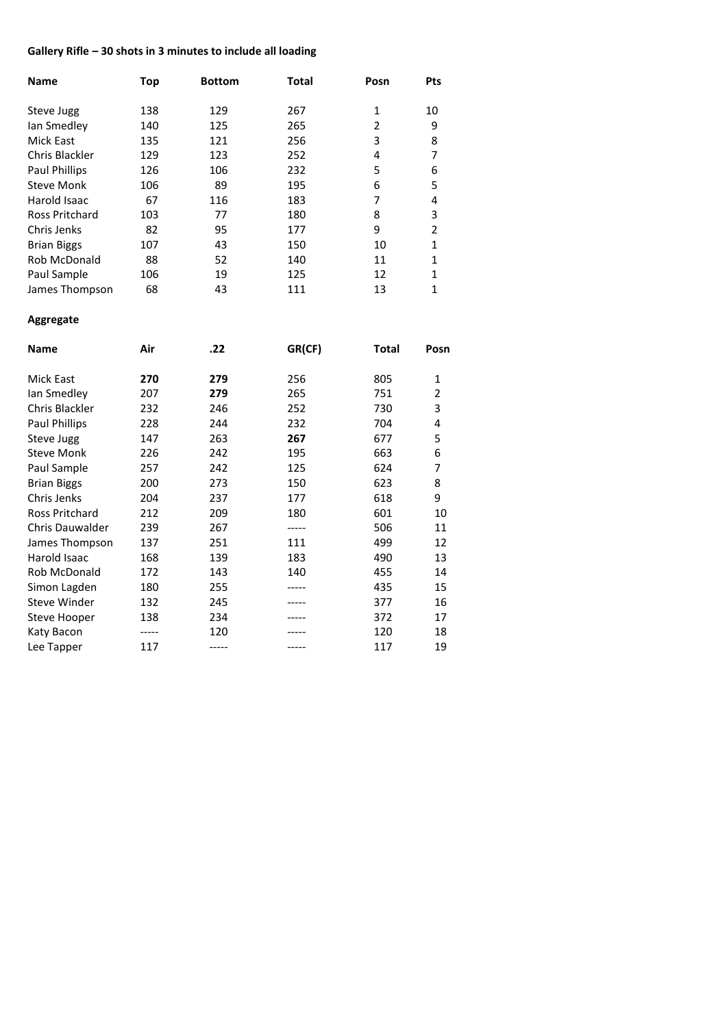**Gallery Rifle – 30 shots in 3 minutes to include all loading**

| Name | Top | Bottom | Total | Posn | Pts |
|---|---|---|---|---|---|
| Steve Jugg | 138 | 129 | 267 | 1 | 10 |
| Ian Smedley | 140 | 125 | 265 | 2 | 9 |
| Mick East | 135 | 121 | 256 | 3 | 8 |
| Chris Blackler | 129 | 123 | 252 | 4 | 7 |
| Paul Phillips | 126 | 106 | 232 | 5 | 6 |
| Steve Monk | 106 | 89 | 195 | 6 | 5 |
| Harold Isaac | 67 | 116 | 183 | 7 | 4 |
| Ross Pritchard | 103 | 77 | 180 | 8 | 3 |
| Chris Jenks | 82 | 95 | 177 | 9 | 2 |
| Brian Biggs | 107 | 43 | 150 | 10 | 1 |
| Rob McDonald | 88 | 52 | 140 | 11 | 1 |
| Paul Sample | 106 | 19 | 125 | 12 | 1 |
| James Thompson | 68 | 43 | 111 | 13 | 1 |

**Aggregate**

| Name | Air | .22 | GR(CF) | Total | Posn |
|---|---|---|---|---|---|
| Mick East | **270** | **279** | 256 | 805 | 1 |
| Ian Smedley | 207 | **279** | 265 | 751 | 2 |
| Chris Blackler | 232 | 246 | 252 | 730 | 3 |
| Paul Phillips | 228 | 244 | 232 | 704 | 4 |
| Steve Jugg | 147 | 263 | **267** | 677 | 5 |
| Steve Monk | 226 | 242 | 195 | 663 | 6 |
| Paul Sample | 257 | 242 | 125 | 624 | 7 |
| Brian Biggs | 200 | 273 | 150 | 623 | 8 |
| Chris Jenks | 204 | 237 | 177 | 618 | 9 |
| Ross Pritchard | 212 | 209 | 180 | 601 | 10 |
| Chris Dauwalder | 239 | 267 | ----- | 506 | 11 |
| James Thompson | 137 | 251 | 111 | 499 | 12 |
| Harold Isaac | 168 | 139 | 183 | 490 | 13 |
| Rob McDonald | 172 | 143 | 140 | 455 | 14 |
| Simon Lagden | 180 | 255 | ----- | 435 | 15 |
| Steve Winder | 132 | 245 | ----- | 377 | 16 |
| Steve Hooper | 138 | 234 | ----- | 372 | 17 |
| Katy Bacon | ----- | 120 | ----- | 120 | 18 |
| Lee Tapper | 117 | ----- | ----- | 117 | 19 |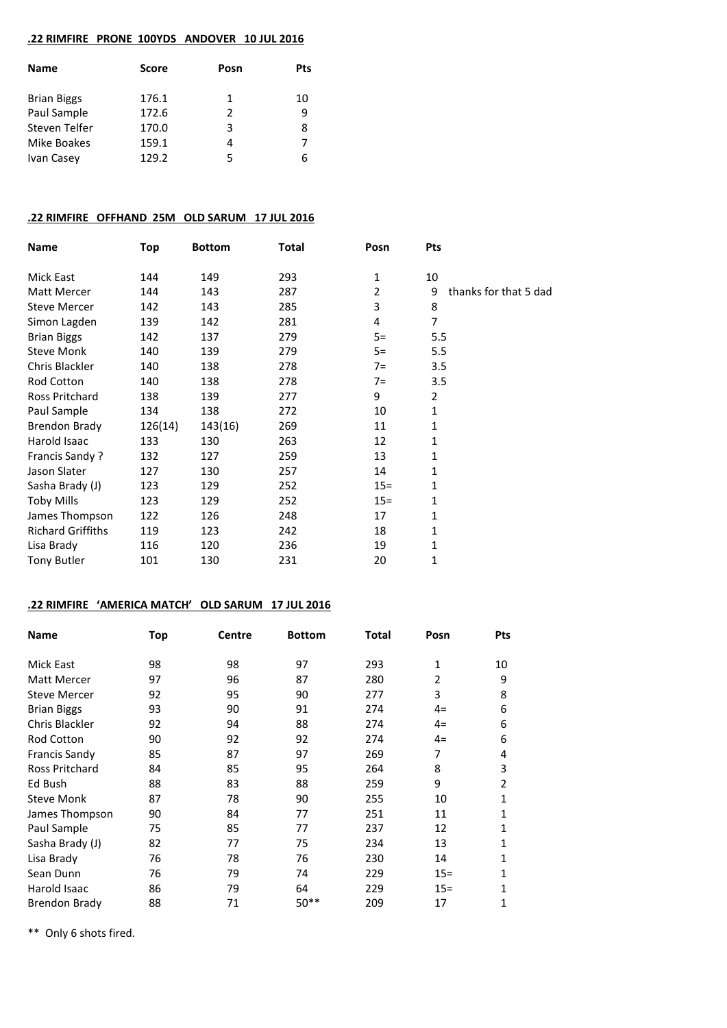**.22 RIMFIRE PRONE 100YDS ANDOVER 10 JUL 2016**

| Name | Score | Posn | Pts |
|---|---|---|---|
| Brian Biggs | 176.1 | 1 | 10 |
| Paul Sample | 172.6 | 2 | 9 |
| Steven Telfer | 170.0 | 3 | 8 |
| Mike Boakes | 159.1 | 4 | 7 |
| Ivan Casey | 129.2 | 5 | 6 |

**.22 RIMFIRE OFFHAND 25M OLD SARUM 17 JUL 2016**

| Name | Top | Bottom | Total | Posn | Pts | |
|---|---|---|---|---|---|---|
| Mick East | 144 | 149 | 293 | 1 | 10 | |
| Matt Mercer | 144 | 143 | 287 | 2 | 9 | thanks for that 5 dad |
| Steve Mercer | 142 | 143 | 285 | 3 | 8 | |
| Simon Lagden | 139 | 142 | 281 | 4 | 7 | |
| Brian Biggs | 142 | 137 | 279 | 5= | 5.5 | |
| Steve Monk | 140 | 139 | 279 | 5= | 5.5 | |
| Chris Blackler | 140 | 138 | 278 | 7= | 3.5 | |
| Rod Cotton | 140 | 138 | 278 | 7= | 3.5 | |
| Ross Pritchard | 138 | 139 | 277 | 9 | 2 | |
| Paul Sample | 134 | 138 | 272 | 10 | 1 | |
| Brendon Brady | 126(14) | 143(16) | 269 | 11 | 1 | |
| Harold Isaac | 133 | 130 | 263 | 12 | 1 | |
| Francis Sandy ? | 132 | 127 | 259 | 13 | 1 | |
| Jason Slater | 127 | 130 | 257 | 14 | 1 | |
| Sasha Brady (J) | 123 | 129 | 252 | 15= | 1 | |
| Toby Mills | 123 | 129 | 252 | 15= | 1 | |
| James Thompson | 122 | 126 | 248 | 17 | 1 | |
| Richard Griffiths | 119 | 123 | 242 | 18 | 1 | |
| Lisa Brady | 116 | 120 | 236 | 19 | 1 | |
| Tony Butler | 101 | 130 | 231 | 20 | 1 | |

**.22 RIMFIRE 'AMERICA MATCH' OLD SARUM 17 JUL 2016**

| Name | Top | Centre | Bottom | Total | Posn | Pts |
|---|---|---|---|---|---|---|
| Mick East | 98 | 98 | 97 | 293 | 1 | 10 |
| Matt Mercer | 97 | 96 | 87 | 280 | 2 | 9 |
| Steve Mercer | 92 | 95 | 90 | 277 | 3 | 8 |
| Brian Biggs | 93 | 90 | 91 | 274 | 4= | 6 |
| Chris Blackler | 92 | 94 | 88 | 274 | 4= | 6 |
| Rod Cotton | 90 | 92 | 92 | 274 | 4= | 6 |
| Francis Sandy | 85 | 87 | 97 | 269 | 7 | 4 |
| Ross Pritchard | 84 | 85 | 95 | 264 | 8 | 3 |
| Ed Bush | 88 | 83 | 88 | 259 | 9 | 2 |
| Steve Monk | 87 | 78 | 90 | 255 | 10 | 1 |
| James Thompson | 90 | 84 | 77 | 251 | 11 | 1 |
| Paul Sample | 75 | 85 | 77 | 237 | 12 | 1 |
| Sasha Brady (J) | 82 | 77 | 75 | 234 | 13 | 1 |
| Lisa Brady | 76 | 78 | 76 | 230 | 14 | 1 |
| Sean Dunn | 76 | 79 | 74 | 229 | 15= | 1 |
| Harold Isaac | 86 | 79 | 64 | 229 | 15= | 1 |
| Brendon Brady | 88 | 71 | 50** | 209 | 17 | 1 |

** Only 6 shots fired.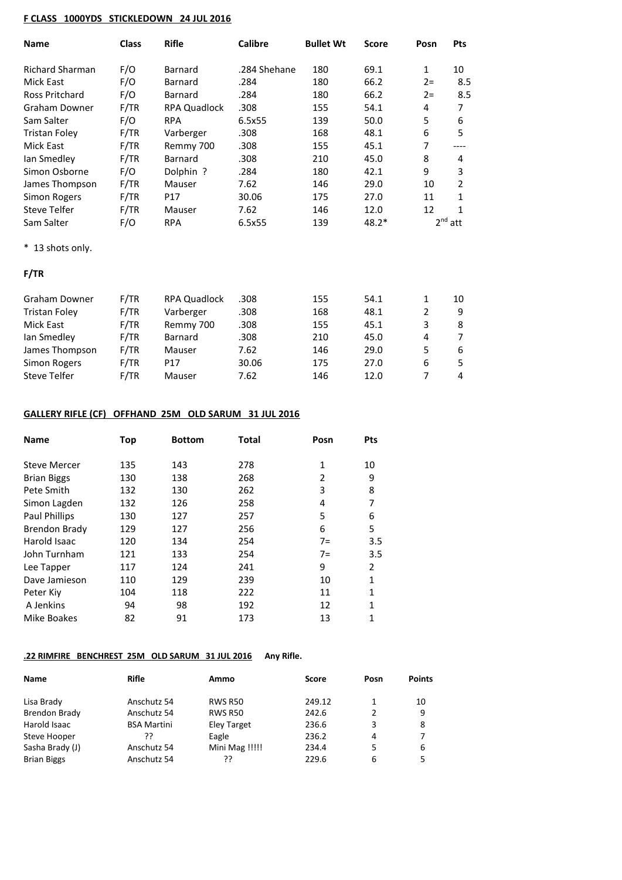**F CLASS 1000YDS STICKLEDOWN 24 JUL 2016**

| Name | Class | Rifle | Calibre | Bullet Wt | Score | Posn | Pts |
|---|---|---|---|---|---|---|---|
| Richard Sharman | F/O | Barnard | .284 Shehane | 180 | 69.1 | 1 | 10 |
| Mick East | F/O | Barnard | .284 | 180 | 66.2 | 2= | 8.5 |
| Ross Pritchard | F/O | Barnard | .284 | 180 | 66.2 | 2= | 8.5 |
| Graham Downer | F/TR | RPA Quadlock | .308 | 155 | 54.1 | 4 | 7 |
| Sam Salter | F/O | RPA | 6.5x55 | 139 | 50.0 | 5 | 6 |
| Tristan Foley | F/TR | Varberger | .308 | 168 | 48.1 | 6 | 5 |
| Mick East | F/TR | Remmy 700 | .308 | 155 | 45.1 | 7 | ---- |
| Ian Smedley | F/TR | Barnard | .308 | 210 | 45.0 | 8 | 4 |
| Simon Osborne | F/O | Dolphin ? | .284 | 180 | 42.1 | 9 | 3 |
| James Thompson | F/TR | Mauser | 7.62 | 146 | 29.0 | 10 | 2 |
| Simon Rogers | F/TR | P17 | 30.06 | 175 | 27.0 | 11 | 1 |
| Steve Telfer | F/TR | Mauser | 7.62 | 146 | 12.0 | 12 | 1 |
| Sam Salter | F/O | RPA | 6.5x55 | 139 | 48.2* | 2nd att | |

* 13 shots only.

**F/TR**

| Name | Class | Rifle | Calibre | Bullet Wt | Score | Posn | Pts |
|---|---|---|---|---|---|---|---|
| Graham Downer | F/TR | RPA Quadlock | .308 | 155 | 54.1 | 1 | 10 |
| Tristan Foley | F/TR | Varberger | .308 | 168 | 48.1 | 2 | 9 |
| Mick East | F/TR | Remmy 700 | .308 | 155 | 45.1 | 3 | 8 |
| Ian Smedley | F/TR | Barnard | .308 | 210 | 45.0 | 4 | 7 |
| James Thompson | F/TR | Mauser | 7.62 | 146 | 29.0 | 5 | 6 |
| Simon Rogers | F/TR | P17 | 30.06 | 175 | 27.0 | 6 | 5 |
| Steve Telfer | F/TR | Mauser | 7.62 | 146 | 12.0 | 7 | 4 |

**GALLERY RIFLE (CF) OFFHAND 25M OLD SARUM 31 JUL 2016**

| Name | Top | Bottom | Total | Posn | Pts |
|---|---|---|---|---|---|
| Steve Mercer | 135 | 143 | 278 | 1 | 10 |
| Brian Biggs | 130 | 138 | 268 | 2 | 9 |
| Pete Smith | 132 | 130 | 262 | 3 | 8 |
| Simon Lagden | 132 | 126 | 258 | 4 | 7 |
| Paul Phillips | 130 | 127 | 257 | 5 | 6 |
| Brendon Brady | 129 | 127 | 256 | 6 | 5 |
| Harold Isaac | 120 | 134 | 254 | 7= | 3.5 |
| John Turnham | 121 | 133 | 254 | 7= | 3.5 |
| Lee Tapper | 117 | 124 | 241 | 9 | 2 |
| Dave Jamieson | 110 | 129 | 239 | 10 | 1 |
| Peter Kiy | 104 | 118 | 222 | 11 | 1 |
| A Jenkins | 94 | 98 | 192 | 12 | 1 |
| Mike Boakes | 82 | 91 | 173 | 13 | 1 |

**.22 RIMFIRE BENCHREST 25M OLD SARUM 31 JUL 2016** **Any Rifle.**

| Name | Rifle | Ammo | Score | Posn | Points |
|---|---|---|---|---|---|
| Lisa Brady | Anschutz 54 | RWS R50 | 249.12 | 1 | 10 |
| Brendon Brady | Anschutz 54 | RWS R50 | 242.6 | 2 | 9 |
| Harold Isaac | BSA Martini | Eley Target | 236.6 | 3 | 8 |
| Steve Hooper | ?? | Eagle | 236.2 | 4 | 7 |
| Sasha Brady (J) | Anschutz 54 | Mini Mag !!!!! | 234.4 | 5 | 6 |
| Brian Biggs | Anschutz 54 | ?? | 229.6 | 6 | 5 |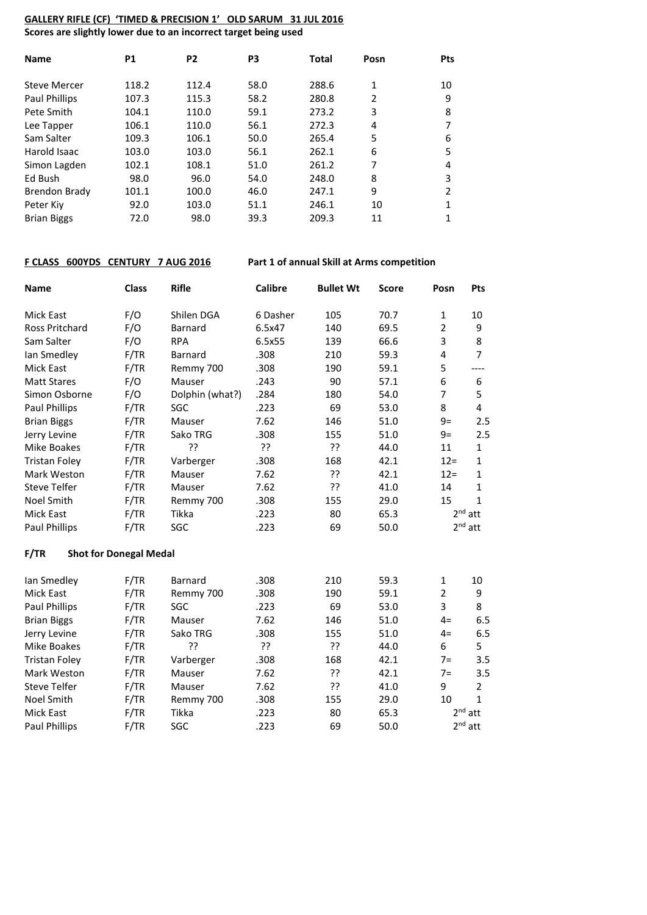**GALLERY RIFLE (CF) 'TIMED & PRECISION 1' OLD SARUM 31 JUL 2016**

**Scores are slightly lower due to an incorrect target being used**

| Name | P1 | P2 | P3 | Total | Posn | Pts |
|---|---|---|---|---|---|---|
| Steve Mercer | 118.2 | 112.4 | 58.0 | 288.6 | 1 | 10 |
| Paul Phillips | 107.3 | 115.3 | 58.2 | 280.8 | 2 | 9 |
| Pete Smith | 104.1 | 110.0 | 59.1 | 273.2 | 3 | 8 |
| Lee Tapper | 106.1 | 110.0 | 56.1 | 272.3 | 4 | 7 |
| Sam Salter | 109.3 | 106.1 | 50.0 | 265.4 | 5 | 6 |
| Harold Isaac | 103.0 | 103.0 | 56.1 | 262.1 | 6 | 5 |
| Simon Lagden | 102.1 | 108.1 | 51.0 | 261.2 | 7 | 4 |
| Ed Bush | 98.0 | 96.0 | 54.0 | 248.0 | 8 | 3 |
| Brendon Brady | 101.1 | 100.0 | 46.0 | 247.1 | 9 | 2 |
| Peter Kiy | 92.0 | 103.0 | 51.1 | 246.1 | 10 | 1 |
| Brian Biggs | 72.0 | 98.0 | 39.3 | 209.3 | 11 | 1 |

**F CLASS 600YDS CENTURY 7 AUG 2016** **Part 1 of annual Skill at Arms competition**

| Name | Class | Rifle | Calibre | Bullet Wt | Score | Posn | Pts |
|---|---|---|---|---|---|---|---|
| Mick East | F/O | Shilen DGA | 6 Dasher | 105 | 70.7 | 1 | 10 |
| Ross Pritchard | F/O | Barnard | 6.5x47 | 140 | 69.5 | 2 | 9 |
| Sam Salter | F/O | RPA | 6.5x55 | 139 | 66.6 | 3 | 8 |
| Ian Smedley | F/TR | Barnard | .308 | 210 | 59.3 | 4 | 7 |
| Mick East | F/TR | Remmy 700 | .308 | 190 | 59.1 | 5 | ---- |
| Matt Stares | F/O | Mauser | .243 | 90 | 57.1 | 6 | 6 |
| Simon Osborne | F/O | Dolphin (what?) | .284 | 180 | 54.0 | 7 | 5 |
| Paul Phillips | F/TR | SGC | .223 | 69 | 53.0 | 8 | 4 |
| Brian Biggs | F/TR | Mauser | 7.62 | 146 | 51.0 | 9= | 2.5 |
| Jerry Levine | F/TR | Sako TRG | .308 | 155 | 51.0 | 9= | 2.5 |
| Mike Boakes | F/TR | ?? | ?? | ?? | 44.0 | 11 | 1 |
| Tristan Foley | F/TR | Varberger | .308 | 168 | 42.1 | 12= | 1 |
| Mark Weston | F/TR | Mauser | 7.62 | ?? | 42.1 | 12= | 1 |
| Steve Telfer | F/TR | Mauser | 7.62 | ?? | 41.0 | 14 | 1 |
| Noel Smith | F/TR | Remmy 700 | .308 | 155 | 29.0 | 15 | 1 |
| Mick East | F/TR | Tikka | .223 | 80 | 65.3 | 2nd att | |
| Paul Phillips | F/TR | SGC | .223 | 69 | 50.0 | 2nd att | |

**F/TR Shot for Donegal Medal**

| Name | Class | Rifle | Calibre | Bullet Wt | Score | Posn | Pts |
|---|---|---|---|---|---|---|---|
| Ian Smedley | F/TR | Barnard | .308 | 210 | 59.3 | 1 | 10 |
| Mick East | F/TR | Remmy 700 | .308 | 190 | 59.1 | 2 | 9 |
| Paul Phillips | F/TR | SGC | .223 | 69 | 53.0 | 3 | 8 |
| Brian Biggs | F/TR | Mauser | 7.62 | 146 | 51.0 | 4= | 6.5 |
| Jerry Levine | F/TR | Sako TRG | .308 | 155 | 51.0 | 4= | 6.5 |
| Mike Boakes | F/TR | ?? | ?? | ?? | 44.0 | 6 | 5 |
| Tristan Foley | F/TR | Varberger | .308 | 168 | 42.1 | 7= | 3.5 |
| Mark Weston | F/TR | Mauser | 7.62 | ?? | 42.1 | 7= | 3.5 |
| Steve Telfer | F/TR | Mauser | 7.62 | ?? | 41.0 | 9 | 2 |
| Noel Smith | F/TR | Remmy 700 | .308 | 155 | 29.0 | 10 | 1 |
| Mick East | F/TR | Tikka | .223 | 80 | 65.3 | 2nd att | |
| Paul Phillips | F/TR | SGC | .223 | 69 | 50.0 | 2nd att | |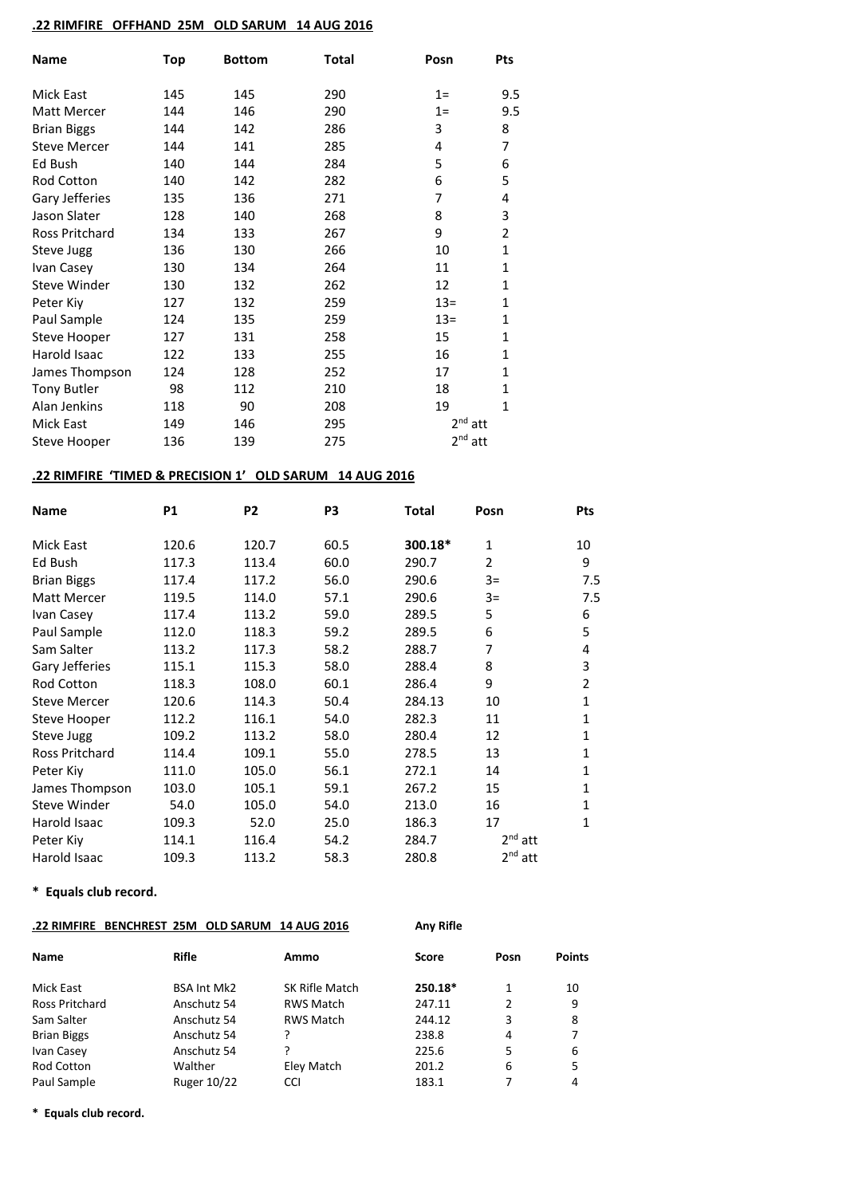**.22 RIMFIRE OFFHAND 25M OLD SARUM 14 AUG 2016**

| Name | Top | Bottom | Total | Posn | Pts |
|---|---|---|---|---|---|
| Mick East | 145 | 145 | 290 | 1= | 9.5 |
| Matt Mercer | 144 | 146 | 290 | 1= | 9.5 |
| Brian Biggs | 144 | 142 | 286 | 3 | 8 |
| Steve Mercer | 144 | 141 | 285 | 4 | 7 |
| Ed Bush | 140 | 144 | 284 | 5 | 6 |
| Rod Cotton | 140 | 142 | 282 | 6 | 5 |
| Gary Jefferies | 135 | 136 | 271 | 7 | 4 |
| Jason Slater | 128 | 140 | 268 | 8 | 3 |
| Ross Pritchard | 134 | 133 | 267 | 9 | 2 |
| Steve Jugg | 136 | 130 | 266 | 10 | 1 |
| Ivan Casey | 130 | 134 | 264 | 11 | 1 |
| Steve Winder | 130 | 132 | 262 | 12 | 1 |
| Peter Kiy | 127 | 132 | 259 | 13= | 1 |
| Paul Sample | 124 | 135 | 259 | 13= | 1 |
| Steve Hooper | 127 | 131 | 258 | 15 | 1 |
| Harold Isaac | 122 | 133 | 255 | 16 | 1 |
| James Thompson | 124 | 128 | 252 | 17 | 1 |
| Tony Butler | 98 | 112 | 210 | 18 | 1 |
| Alan Jenkins | 118 | 90 | 208 | 19 | 1 |
| Mick East | 149 | 146 | 295 | 2nd att | |
| Steve Hooper | 136 | 139 | 275 | 2nd att | |

**.22 RIMFIRE 'TIMED & PRECISION 1' OLD SARUM 14 AUG 2016**

| Name | P1 | P2 | P3 | Total | Posn | Pts |
|---|---|---|---|---|---|---|
| Mick East | 120.6 | 120.7 | 60.5 | **300.18*** | 1 | 10 |
| Ed Bush | 117.3 | 113.4 | 60.0 | 290.7 | 2 | 9 |
| Brian Biggs | 117.4 | 117.2 | 56.0 | 290.6 | 3= | 7.5 |
| Matt Mercer | 119.5 | 114.0 | 57.1 | 290.6 | 3= | 7.5 |
| Ivan Casey | 117.4 | 113.2 | 59.0 | 289.5 | 5 | 6 |
| Paul Sample | 112.0 | 118.3 | 59.2 | 289.5 | 6 | 5 |
| Sam Salter | 113.2 | 117.3 | 58.2 | 288.7 | 7 | 4 |
| Gary Jefferies | 115.1 | 115.3 | 58.0 | 288.4 | 8 | 3 |
| Rod Cotton | 118.3 | 108.0 | 60.1 | 286.4 | 9 | 2 |
| Steve Mercer | 120.6 | 114.3 | 50.4 | 284.13 | 10 | 1 |
| Steve Hooper | 112.2 | 116.1 | 54.0 | 282.3 | 11 | 1 |
| Steve Jugg | 109.2 | 113.2 | 58.0 | 280.4 | 12 | 1 |
| Ross Pritchard | 114.4 | 109.1 | 55.0 | 278.5 | 13 | 1 |
| Peter Kiy | 111.0 | 105.0 | 56.1 | 272.1 | 14 | 1 |
| James Thompson | 103.0 | 105.1 | 59.1 | 267.2 | 15 | 1 |
| Steve Winder | 54.0 | 105.0 | 54.0 | 213.0 | 16 | 1 |
| Harold Isaac | 109.3 | 52.0 | 25.0 | 186.3 | 17 | 1 |
| Peter Kiy | 114.1 | 116.4 | 54.2 | 284.7 | 2nd att | |
| Harold Isaac | 109.3 | 113.2 | 58.3 | 280.8 | 2nd att | |

**\* Equals club record.**

**.22 RIMFIRE BENCHREST 25M OLD SARUM 14 AUG 2016** **Any Rifle**

| Name | Rifle | Ammo | Score | Posn | Points |
|---|---|---|---|---|---|
| Mick East | BSA Int Mk2 | SK Rifle Match | **250.18*** | 1 | 10 |
| Ross Pritchard | Anschutz 54 | RWS Match | 247.11 | 2 | 9 |
| Sam Salter | Anschutz 54 | RWS Match | 244.12 | 3 | 8 |
| Brian Biggs | Anschutz 54 | ? | 238.8 | 4 | 7 |
| Ivan Casey | Anschutz 54 | ? | 225.6 | 5 | 6 |
| Rod Cotton | Walther | Eley Match | 201.2 | 6 | 5 |
| Paul Sample | Ruger 10/22 | CCI | 183.1 | 7 | 4 |

**\* Equals club record.**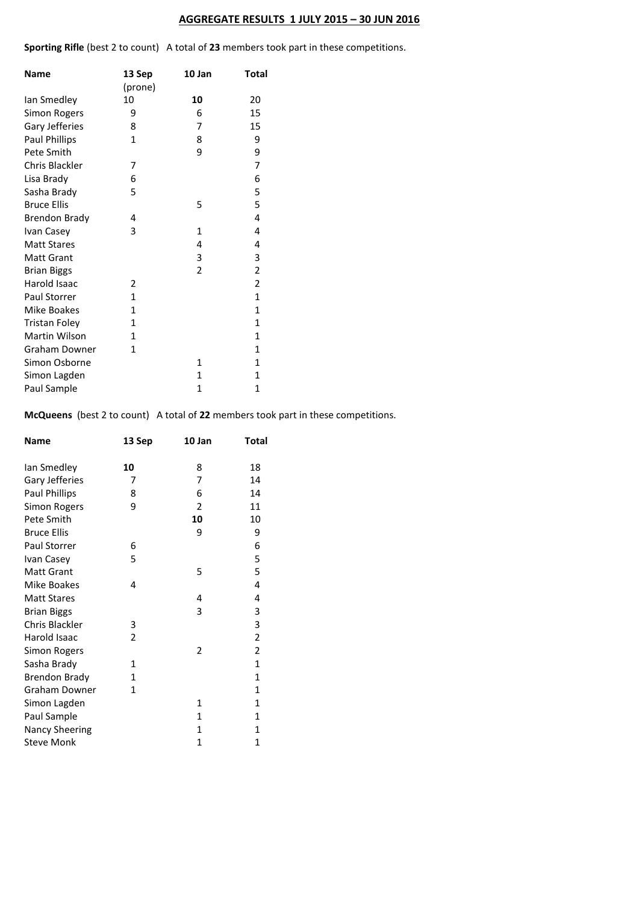## AGGREGATE RESULTS 1 JULY 2015 – 30 JUN 2016

**Sporting Rifle** (best 2 to count) A total of **23** members took part in these competitions.

| Name | 13 Sep (prone) | 10 Jan | Total |
|---|---|---|---|
| Ian Smedley | 10 | **10** | 20 |
| Simon Rogers | 9 | 6 | 15 |
| Gary Jefferies | 8 | 7 | 15 |
| Paul Phillips | 1 | 8 | 9 |
| Pete Smith | | 9 | 9 |
| Chris Blackler | 7 | | 7 |
| Lisa Brady | 6 | | 6 |
| Sasha Brady | 5 | | 5 |
| Bruce Ellis | | 5 | 5 |
| Brendon Brady | 4 | | 4 |
| Ivan Casey | 3 | 1 | 4 |
| Matt Stares | | 4 | 4 |
| Matt Grant | | 3 | 3 |
| Brian Biggs | | 2 | 2 |
| Harold Isaac | 2 | | 2 |
| Paul Storrer | 1 | | 1 |
| Mike Boakes | 1 | | 1 |
| Tristan Foley | 1 | | 1 |
| Martin Wilson | 1 | | 1 |
| Graham Downer | 1 | | 1 |
| Simon Osborne | | 1 | 1 |
| Simon Lagden | | 1 | 1 |
| Paul Sample | | 1 | 1 |

**McQueens** (best 2 to count) A total of **22** members took part in these competitions.

| Name | 13 Sep | 10 Jan | Total |
|---|---|---|---|
| Ian Smedley | **10** | 8 | 18 |
| Gary Jefferies | 7 | 7 | 14 |
| Paul Phillips | 8 | 6 | 14 |
| Simon Rogers | 9 | 2 | 11 |
| Pete Smith | | **10** | 10 |
| Bruce Ellis | | 9 | 9 |
| Paul Storrer | 6 | | 6 |
| Ivan Casey | 5 | | 5 |
| Matt Grant | | 5 | 5 |
| Mike Boakes | 4 | | 4 |
| Matt Stares | | 4 | 4 |
| Brian Biggs | | 3 | 3 |
| Chris Blackler | 3 | | 3 |
| Harold Isaac | 2 | | 2 |
| Simon Rogers | | 2 | 2 |
| Sasha Brady | 1 | | 1 |
| Brendon Brady | 1 | | 1 |
| Graham Downer | 1 | | 1 |
| Simon Lagden | | 1 | 1 |
| Paul Sample | | 1 | 1 |
| Nancy Sheering | | 1 | 1 |
| Steve Monk | | 1 | 1 |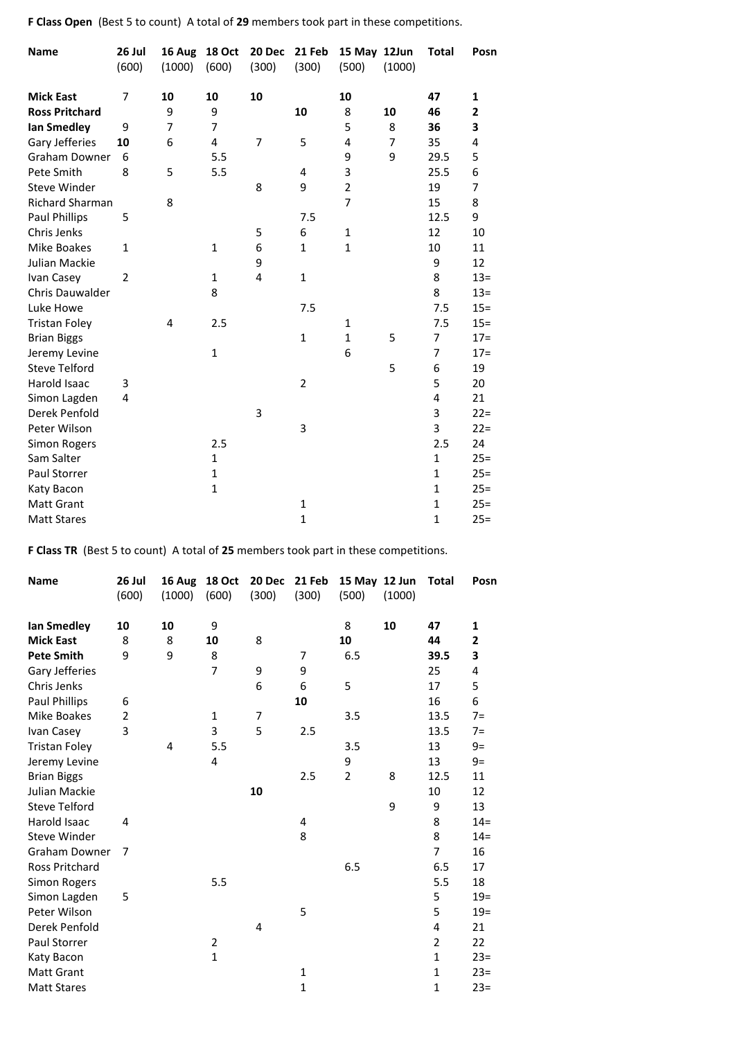**F Class Open** (Best 5 to count) A total of **29** members took part in these competitions.

| Name | 26 Jul (600) | 16 Aug (1000) | 18 Oct (600) | 20 Dec (300) | 21 Feb (300) | 15 May (500) | 12Jun (1000) | Total | Posn |
|---|---|---|---|---|---|---|---|---|---|
| **Mick East** | 7 | **10** | **10** | **10** | | **10** | | **47** | **1** |
| **Ross Pritchard** | | 9 | 9 | | **10** | 8 | **10** | **46** | **2** |
| **Ian Smedley** | 9 | 7 | 7 | | | 5 | 8 | **36** | **3** |
| Gary Jefferies | **10** | 6 | 4 | 7 | 5 | 4 | 7 | 35 | 4 |
| Graham Downer | 6 | | 5.5 | | | 9 | 9 | 29.5 | 5 |
| Pete Smith | 8 | 5 | 5.5 | | 4 | 3 | | 25.5 | 6 |
| Steve Winder | | | | 8 | 9 | 2 | | 19 | 7 |
| Richard Sharman | | 8 | | | | 7 | | 15 | 8 |
| Paul Phillips | 5 | | | | 7.5 | | | 12.5 | 9 |
| Chris Jenks | | | | 5 | 6 | 1 | | 12 | 10 |
| Mike Boakes | 1 | | 1 | 6 | 1 | 1 | | 10 | 11 |
| Julian Mackie | | | | 9 | | | | 9 | 12 |
| Ivan Casey | 2 | | 1 | 4 | 1 | | | 8 | 13= |
| Chris Dauwalder | | | 8 | | | | | 8 | 13= |
| Luke Howe | | | | | 7.5 | | | 7.5 | 15= |
| Tristan Foley | | 4 | 2.5 | | | 1 | | 7.5 | 15= |
| Brian Biggs | | | | | 1 | 1 | 5 | 7 | 17= |
| Jeremy Levine | | | 1 | | | 6 | | 7 | 17= |
| Steve Telford | | | | | | | 5 | 6 | 19 |
| Harold Isaac | 3 | | | | 2 | | | 5 | 20 |
| Simon Lagden | 4 | | | | | | | 4 | 21 |
| Derek Penfold | | | | 3 | | | | 3 | 22= |
| Peter Wilson | | | | | 3 | | | 3 | 22= |
| Simon Rogers | | | 2.5 | | | | | 2.5 | 24 |
| Sam Salter | | | 1 | | | | | 1 | 25= |
| Paul Storrer | | | 1 | | | | | 1 | 25= |
| Katy Bacon | | | 1 | | | | | 1 | 25= |
| Matt Grant | | | | | 1 | | | 1 | 25= |
| Matt Stares | | | | | 1 | | | 1 | 25= |

**F Class TR** (Best 5 to count) A total of **25** members took part in these competitions.

| Name | 26 Jul (600) | 16 Aug (1000) | 18 Oct (600) | 20 Dec (300) | 21 Feb (300) | 15 May (500) | 12 Jun (1000) | Total | Posn |
|---|---|---|---|---|---|---|---|---|---|
| **Ian Smedley** | **10** | **10** | 9 | | | 8 | **10** | **47** | **1** |
| **Mick East** | 8 | 8 | **10** | 8 | | **10** | | **44** | **2** |
| **Pete Smith** | 9 | 9 | 8 | | 7 | 6.5 | | **39.5** | **3** |
| Gary Jefferies | | | 7 | 9 | 9 | | | 25 | 4 |
| Chris Jenks | | | | 6 | 6 | 5 | | 17 | 5 |
| Paul Phillips | 6 | | | | **10** | | | 16 | 6 |
| Mike Boakes | 2 | | 1 | 7 | | 3.5 | | 13.5 | 7= |
| Ivan Casey | 3 | | 3 | 5 | 2.5 | | | 13.5 | 7= |
| Tristan Foley | | 4 | 5.5 | | | 3.5 | | 13 | 9= |
| Jeremy Levine | | | 4 | | | 9 | | 13 | 9= |
| Brian Biggs | | | | | 2.5 | 2 | 8 | 12.5 | 11 |
| Julian Mackie | | | | **10** | | | | 10 | 12 |
| Steve Telford | | | | | | | 9 | 9 | 13 |
| Harold Isaac | 4 | | | | 4 | | | 8 | 14= |
| Steve Winder | | | | | 8 | | | 8 | 14= |
| Graham Downer | 7 | | | | | | | 7 | 16 |
| Ross Pritchard | | | | | | 6.5 | | 6.5 | 17 |
| Simon Rogers | | | 5.5 | | | | | 5.5 | 18 |
| Simon Lagden | 5 | | | | | | | 5 | 19= |
| Peter Wilson | | | | | 5 | | | 5 | 19= |
| Derek Penfold | | | | 4 | | | | 4 | 21 |
| Paul Storrer | | | 2 | | | | | 2 | 22 |
| Katy Bacon | | | 1 | | | | | 1 | 23= |
| Matt Grant | | | | | 1 | | | 1 | 23= |
| Matt Stares | | | | | 1 | | | 1 | 23= |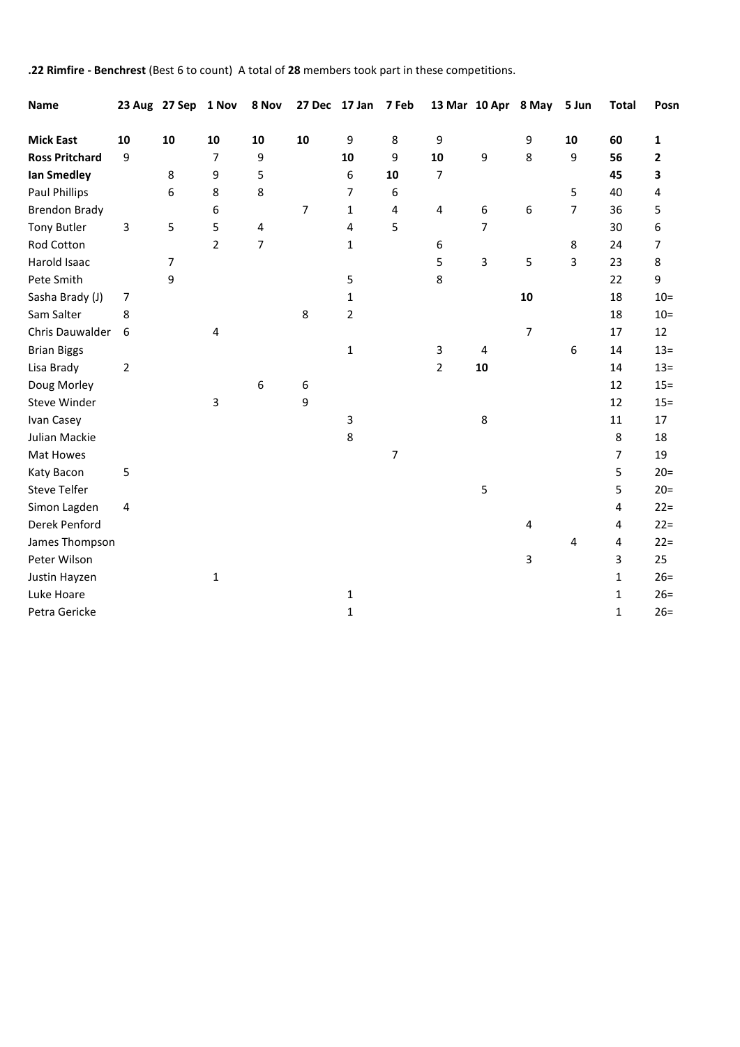**.22 Rimfire - Benchrest** (Best 6 to count) A total of **28** members took part in these competitions.

| Name | 23 Aug | 27 Sep | 1 Nov | 8 Nov | 27 Dec | 17 Jan | 7 Feb | 13 Mar | 10 Apr | 8 May | 5 Jun | Total | Posn |
|---|---|---|---|---|---|---|---|---|---|---|---|---|---|
| **Mick East** | **10** | **10** | **10** | **10** | **10** | 9 | 8 | 9 | | 9 | **10** | **60** | **1** |
| **Ross Pritchard** | 9 | | 7 | 9 | | **10** | 9 | **10** | 9 | 8 | 9 | **56** | **2** |
| **Ian Smedley** | | 8 | 9 | 5 | | 6 | **10** | 7 | | | | **45** | **3** |
| Paul Phillips | | 6 | 8 | 8 | | 7 | 6 | | | | 5 | 40 | 4 |
| Brendon Brady | | | 6 | | 7 | 1 | 4 | 4 | 6 | 6 | 7 | 36 | 5 |
| Tony Butler | 3 | 5 | 5 | 4 | | 4 | 5 | | 7 | | | 30 | 6 |
| Rod Cotton | | | 2 | 7 | | 1 | | 6 | | | 8 | 24 | 7 |
| Harold Isaac | | 7 | | | | | | 5 | 3 | 5 | 3 | 23 | 8 |
| Pete Smith | | 9 | | | | 5 | | 8 | | | | 22 | 9 |
| Sasha Brady (J) | 7 | | | | | 1 | | | | **10** | | 18 | 10= |
| Sam Salter | 8 | | | | 8 | 2 | | | | | | 18 | 10= |
| Chris Dauwalder | 6 | | 4 | | | | | | | 7 | | 17 | 12 |
| Brian Biggs | | | | | | 1 | | 3 | 4 | | 6 | 14 | 13= |
| Lisa Brady | 2 | | | | | | | 2 | **10** | | | 14 | 13= |
| Doug Morley | | | | 6 | 6 | | | | | | | 12 | 15= |
| Steve Winder | | | 3 | | 9 | | | | | | | 12 | 15= |
| Ivan Casey | | | | | | 3 | | | 8 | | | 11 | 17 |
| Julian Mackie | | | | | | 8 | | | | | | 8 | 18 |
| Mat Howes | | | | | | | 7 | | | | | 7 | 19 |
| Katy Bacon | 5 | | | | | | | | | | | 5 | 20= |
| Steve Telfer | | | | | | | | | 5 | | | 5 | 20= |
| Simon Lagden | 4 | | | | | | | | | | | 4 | 22= |
| Derek Penford | | | | | | | | | | 4 | | 4 | 22= |
| James Thompson | | | | | | | | | | | 4 | 4 | 22= |
| Peter Wilson | | | | | | | | | | 3 | | 3 | 25 |
| Justin Hayzen | | | 1 | | | | | | | | | 1 | 26= |
| Luke Hoare | | | | | | 1 | | | | | | 1 | 26= |
| Petra Gericke | | | | | | 1 | | | | | | 1 | 26= |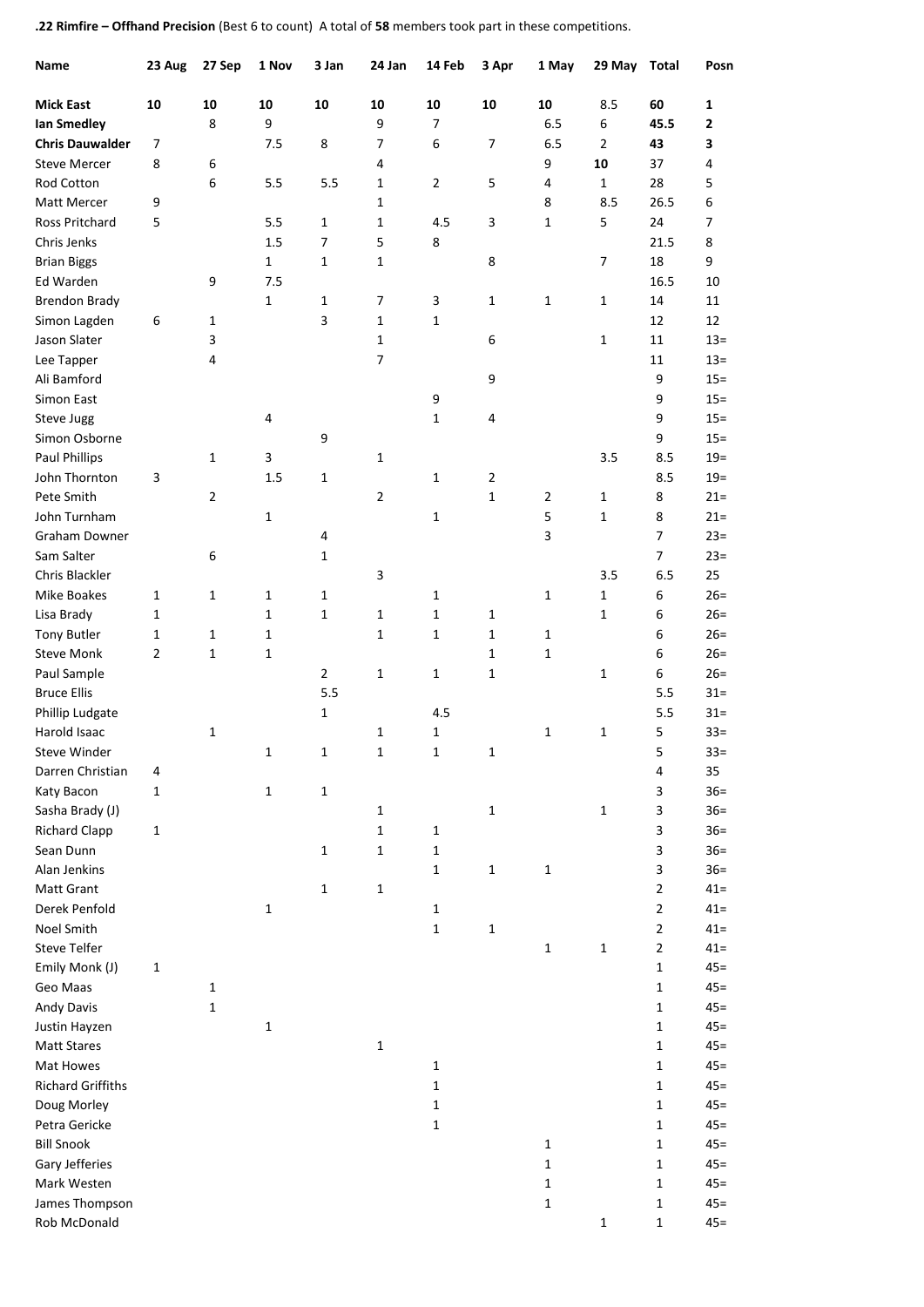**.22 Rimfire – Offhand Precision** (Best 6 to count) A total of **58** members took part in these competitions.

| Name | 23 Aug | 27 Sep | 1 Nov | 3 Jan | 24 Jan | 14 Feb | 3 Apr | 1 May | 29 May | Total | Posn |
|---|---|---|---|---|---|---|---|---|---|---|---|
| **Mick East** | **10** | **10** | **10** | **10** | **10** | **10** | **10** | **10** | 8.5 | **60** | **1** |
| **Ian Smedley** | | 8 | 9 | | 9 | 7 | | 6.5 | 6 | **45.5** | **2** |
| **Chris Dauwalder** | 7 | | 7.5 | 8 | 7 | 6 | 7 | 6.5 | 2 | **43** | **3** |
| Steve Mercer | 8 | 6 | | | 4 | | | 9 | **10** | 37 | 4 |
| Rod Cotton | | 6 | 5.5 | 5.5 | 1 | 2 | 5 | 4 | 1 | 28 | 5 |
| Matt Mercer | 9 | | | | 1 | | | 8 | 8.5 | 26.5 | 6 |
| Ross Pritchard | 5 | | 5.5 | 1 | 1 | 4.5 | 3 | 1 | 5 | 24 | 7 |
| Chris Jenks | | | 1.5 | 7 | 5 | 8 | | | | 21.5 | 8 |
| Brian Biggs | | | 1 | 1 | 1 | | 8 | | 7 | 18 | 9 |
| Ed Warden | | 9 | 7.5 | | | | | | | 16.5 | 10 |
| Brendon Brady | | | 1 | 1 | 7 | 3 | 1 | 1 | 1 | 14 | 11 |
| Simon Lagden | 6 | 1 | | 3 | 1 | 1 | | | | 12 | 12 |
| Jason Slater | | 3 | | | 1 | | 6 | | 1 | 11 | 13= |
| Lee Tapper | | 4 | | | 7 | | | | | 11 | 13= |
| Ali Bamford | | | | | | | 9 | | | 9 | 15= |
| Simon East | | | | | | 9 | | | | 9 | 15= |
| Steve Jugg | | | 4 | | | 1 | 4 | | | 9 | 15= |
| Simon Osborne | | | | 9 | | | | | | 9 | 15= |
| Paul Phillips | | 1 | 3 | | 1 | | | | 3.5 | 8.5 | 19= |
| John Thornton | 3 | | 1.5 | 1 | | 1 | 2 | | | 8.5 | 19= |
| Pete Smith | | 2 | | | 2 | | 1 | 2 | 1 | 8 | 21= |
| John Turnham | | | 1 | | | 1 | | 5 | 1 | 8 | 21= |
| Graham Downer | | | | 4 | | | | 3 | | 7 | 23= |
| Sam Salter | | 6 | | 1 | | | | | | 7 | 23= |
| Chris Blackler | | | | | 3 | | | | 3.5 | 6.5 | 25 |
| Mike Boakes | 1 | 1 | 1 | 1 | | 1 | | 1 | 1 | 6 | 26= |
| Lisa Brady | 1 | | 1 | 1 | 1 | 1 | 1 | | 1 | 6 | 26= |
| Tony Butler | 1 | 1 | 1 | | 1 | 1 | 1 | 1 | | 6 | 26= |
| Steve Monk | 2 | 1 | 1 | | | | 1 | 1 | | 6 | 26= |
| Paul Sample | | | | 2 | 1 | 1 | 1 | | 1 | 6 | 26= |
| Bruce Ellis | | | | 5.5 | | | | | | 5.5 | 31= |
| Phillip Ludgate | | | | 1 | | 4.5 | | | | 5.5 | 31= |
| Harold Isaac | | 1 | | | 1 | 1 | | 1 | 1 | 5 | 33= |
| Steve Winder | | | 1 | 1 | 1 | 1 | 1 | | | 5 | 33= |
| Darren Christian | 4 | | | | | | | | | 4 | 35 |
| Katy Bacon | 1 | | 1 | 1 | | | | | | 3 | 36= |
| Sasha Brady (J) | | | | | 1 | | 1 | | 1 | 3 | 36= |
| Richard Clapp | 1 | | | | 1 | 1 | | | | 3 | 36= |
| Sean Dunn | | | | 1 | 1 | 1 | | | | 3 | 36= |
| Alan Jenkins | | | | | | 1 | 1 | 1 | | 3 | 36= |
| Matt Grant | | | | 1 | 1 | | | | | 2 | 41= |
| Derek Penfold | | | 1 | | | 1 | | | | 2 | 41= |
| Noel Smith | | | | | | 1 | 1 | | | 2 | 41= |
| Steve Telfer | | | | | | | | 1 | 1 | 2 | 41= |
| Emily Monk (J) | 1 | | | | | | | | | 1 | 45= |
| Geo Maas | | 1 | | | | | | | | 1 | 45= |
| Andy Davis | | 1 | | | | | | | | 1 | 45= |
| Justin Hayzen | | | 1 | | | | | | | 1 | 45= |
| Matt Stares | | | | | 1 | | | | | 1 | 45= |
| Mat Howes | | | | | | 1 | | | | 1 | 45= |
| Richard Griffiths | | | | | | 1 | | | | 1 | 45= |
| Doug Morley | | | | | | 1 | | | | 1 | 45= |
| Petra Gericke | | | | | | 1 | | | | 1 | 45= |
| Bill Snook | | | | | | | | 1 | | 1 | 45= |
| Gary Jefferies | | | | | | | | 1 | | 1 | 45= |
| Mark Westen | | | | | | | | 1 | | 1 | 45= |
| James Thompson | | | | | | | | 1 | | 1 | 45= |
| Rob McDonald | | | | | | | | | 1 | 1 | 45= |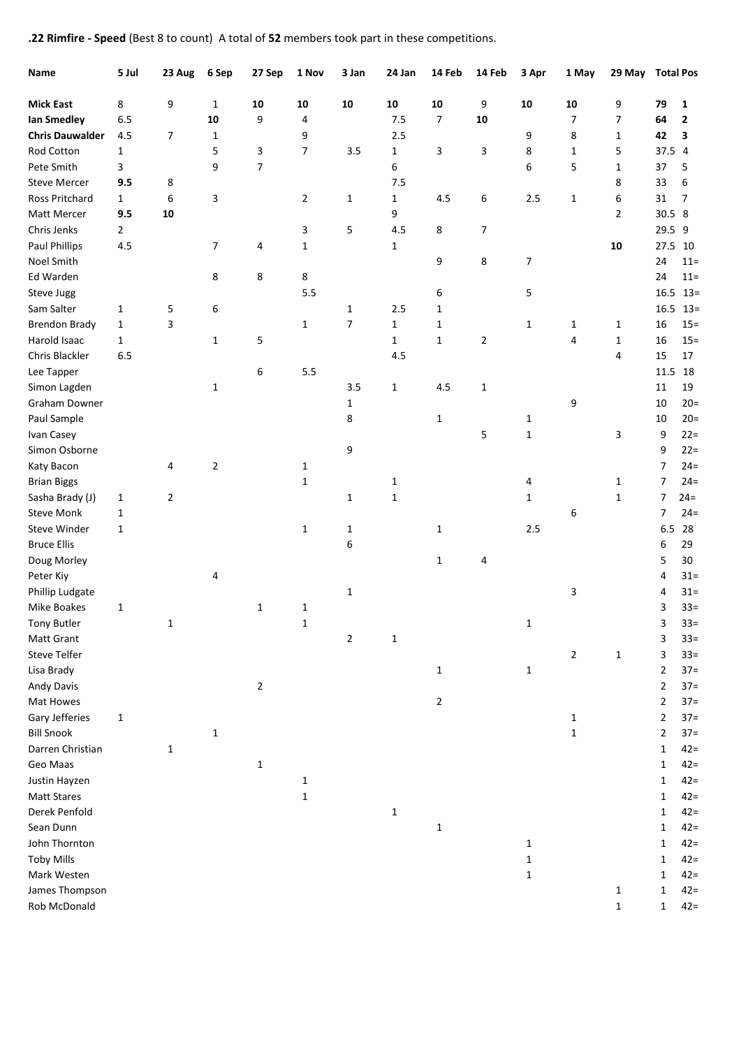**.22 Rimfire - Speed** (Best 8 to count) A total of **52** members took part in these competitions.

| Name | 5 Jul | 23 Aug | 6 Sep | 27 Sep | 1 Nov | 3 Jan | 24 Jan | 14 Feb | 14 Feb | 3 Apr | 1 May | 29 May | Total | Pos |
|---|---|---|---|---|---|---|---|---|---|---|---|---|---|---|
| **Mick East** | 8 | 9 | 1 | **10** | **10** | **10** | **10** | **10** | 9 | **10** | **10** | 9 | **79** | **1** |
| **Ian Smedley** | 6.5 | | **10** | 9 | 4 | | 7.5 | 7 | **10** | | 7 | 7 | **64** | **2** |
| **Chris Dauwalder** | 4.5 | 7 | 1 | | 9 | | 2.5 | | | 9 | 8 | 1 | **42** | **3** |
| Rod Cotton | 1 | | 5 | 3 | 7 | 3.5 | 1 | 3 | 3 | 8 | 1 | 5 | 37.5 | 4 |
| Pete Smith | 3 | | 9 | 7 | | | 6 | | | 6 | 5 | 1 | 37 | 5 |
| Steve Mercer | **9.5** | 8 | | | | | 7.5 | | | | | 8 | 33 | 6 |
| Ross Pritchard | 1 | 6 | 3 | | 2 | 1 | 1 | 4.5 | 6 | 2.5 | 1 | 6 | 31 | 7 |
| Matt Mercer | **9.5** | **10** | | | | | 9 | | | | | 2 | 30.5 | 8 |
| Chris Jenks | 2 | | | | 3 | 5 | 4.5 | 8 | 7 | | | | 29.5 | 9 |
| Paul Phillips | 4.5 | | 7 | 4 | 1 | | 1 | | | | | **10** | 27.5 | 10 |
| Noel Smith | | | | | | | | 9 | 8 | 7 | | | 24 | 11= |
| Ed Warden | | | 8 | 8 | 8 | | | | | | | | 24 | 11= |
| Steve Jugg | | | | | 5.5 | | | 6 | | 5 | | | 16.5 | 13= |
| Sam Salter | 1 | 5 | 6 | | | 1 | 2.5 | 1 | | | | | 16.5 | 13= |
| Brendon Brady | 1 | 3 | | | 1 | 7 | 1 | 1 | | 1 | 1 | 1 | 16 | 15= |
| Harold Isaac | 1 | | 1 | 5 | | | 1 | 1 | 2 | | 4 | 1 | 16 | 15= |
| Chris Blackler | 6.5 | | | | | | 4.5 | | | | | 4 | 15 | 17 |
| Lee Tapper | | | | 6 | 5.5 | | | | | | | | 11.5 | 18 |
| Simon Lagden | | | 1 | | | 3.5 | 1 | 4.5 | 1 | | | | 11 | 19 |
| Graham Downer | | | | | | 1 | | | | | 9 | | 10 | 20= |
| Paul Sample | | | | | | 8 | | 1 | | 1 | | | 10 | 20= |
| Ivan Casey | | | | | | | | | 5 | 1 | | 3 | 9 | 22= |
| Simon Osborne | | | | | | 9 | | | | | | | 9 | 22= |
| Katy Bacon | | 4 | 2 | | 1 | | | | | | | | 7 | 24= |
| Brian Biggs | | | | | 1 | | 1 | | | 4 | | 1 | 7 | 24= |
| Sasha Brady (J) | 1 | 2 | | | | 1 | 1 | | | 1 | | 1 | 7 | 24= |
| Steve Monk | 1 | | | | | | | | | | 6 | | 7 | 24= |
| Steve Winder | 1 | | | | 1 | 1 | | 1 | | 2.5 | | | 6.5 | 28 |
| Bruce Ellis | | | | | | 6 | | | | | | | 6 | 29 |
| Doug Morley | | | | | | | | 1 | 4 | | | | 5 | 30 |
| Peter Kiy | | | 4 | | | | | | | | | | 4 | 31= |
| Phillip Ludgate | | | | | | 1 | | | | | 3 | | 4 | 31= |
| Mike Boakes | 1 | | | 1 | 1 | | | | | | | | 3 | 33= |
| Tony Butler | | 1 | | | 1 | | | | | 1 | | | 3 | 33= |
| Matt Grant | | | | | | 2 | 1 | | | | | | 3 | 33= |
| Steve Telfer | | | | | | | | | | | 2 | 1 | 3 | 33= |
| Lisa Brady | | | | | | | | 1 | | 1 | | | 2 | 37= |
| Andy Davis | | | | 2 | | | | | | | | | 2 | 37= |
| Mat Howes | | | | | | | | 2 | | | | | 2 | 37= |
| Gary Jefferies | 1 | | | | | | | | | | 1 | | 2 | 37= |
| Bill Snook | | | 1 | | | | | | | | 1 | | 2 | 37= |
| Darren Christian | | 1 | | | | | | | | | | | 1 | 42= |
| Geo Maas | | | | 1 | | | | | | | | | 1 | 42= |
| Justin Hayzen | | | | | 1 | | | | | | | | 1 | 42= |
| Matt Stares | | | | | 1 | | | | | | | | 1 | 42= |
| Derek Penfold | | | | | | | 1 | | | | | | 1 | 42= |
| Sean Dunn | | | | | | | | 1 | | | | | 1 | 42= |
| John Thornton | | | | | | | | | | 1 | | | 1 | 42= |
| Toby Mills | | | | | | | | | | 1 | | | 1 | 42= |
| Mark Westen | | | | | | | | | | 1 | | | 1 | 42= |
| James Thompson | | | | | | | | | | | | 1 | 1 | 42= |
| Rob McDonald | | | | | | | | | | | | 1 | 1 | 42= |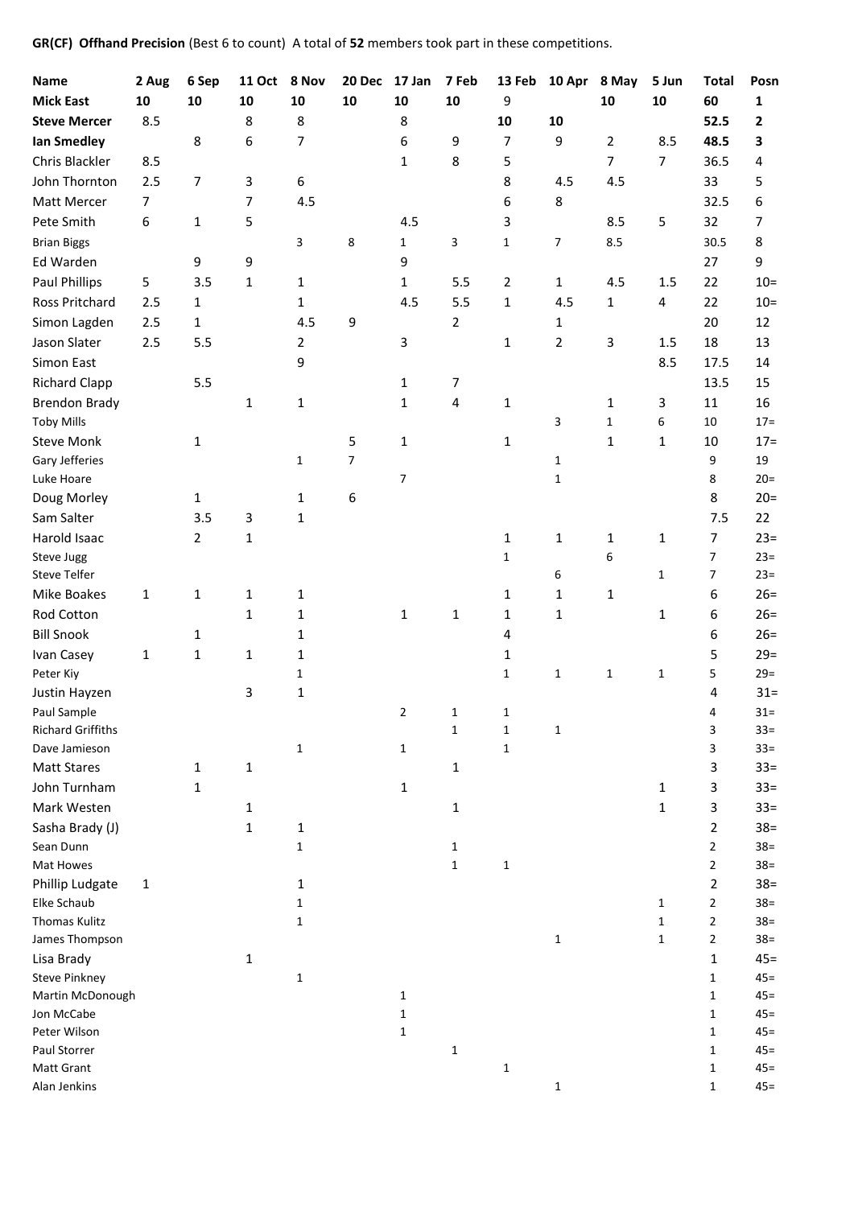**GR(CF) Offhand Precision** (Best 6 to count) A total of **52** members took part in these competitions.

| Name | 2 Aug | 6 Sep | 11 Oct | 8 Nov | 20 Dec | 17 Jan | 7 Feb | 13 Feb | 10 Apr | 8 May | 5 Jun | Total | Posn |
|---|---|---|---|---|---|---|---|---|---|---|---|---|---|
| **Mick East** | **10** | **10** | **10** | **10** | **10** | **10** | **10** | 9 | | **10** | **10** | **60** | **1** |
| **Steve Mercer** | 8.5 | | 8 | 8 | | 8 | | **10** | **10** | | | **52.5** | **2** |
| **Ian Smedley** | | 8 | 6 | 7 | | 6 | 9 | 7 | 9 | 2 | 8.5 | **48.5** | **3** |
| Chris Blackler | 8.5 | | | | | 1 | 8 | 5 | | 7 | 7 | 36.5 | 4 |
| John Thornton | 2.5 | 7 | 3 | 6 | | | | 8 | 4.5 | 4.5 | | 33 | 5 |
| Matt Mercer | 7 | | 7 | 4.5 | | | | 6 | 8 | | | 32.5 | 6 |
| Pete Smith | 6 | 1 | 5 | | | 4.5 | | 3 | | 8.5 | 5 | 32 | 7 |
| Brian Biggs | | | | 3 | 8 | 1 | 3 | 1 | 7 | 8.5 | | 30.5 | 8 |
| Ed Warden | | 9 | 9 | | | 9 | | | | | | 27 | 9 |
| Paul Phillips | 5 | 3.5 | 1 | 1 | | 1 | 5.5 | 2 | 1 | 4.5 | 1.5 | 22 | 10= |
| Ross Pritchard | 2.5 | 1 | | 1 | | 4.5 | 5.5 | 1 | 4.5 | 1 | 4 | 22 | 10= |
| Simon Lagden | 2.5 | 1 | | 4.5 | 9 | | 2 | | 1 | | | 20 | 12 |
| Jason Slater | 2.5 | 5.5 | | 2 | | 3 | | 1 | 2 | 3 | 1.5 | 18 | 13 |
| Simon East | | | | 9 | | | | | | | 8.5 | 17.5 | 14 |
| Richard Clapp | | 5.5 | | | | 1 | 7 | | | | | 13.5 | 15 |
| Brendon Brady | | | 1 | 1 | | 1 | 4 | 1 | | 1 | 3 | 11 | 16 |
| Toby Mills | | | | | | | | | 3 | 1 | 6 | 10 | 17= |
| Steve Monk | | 1 | | | 5 | 1 | | 1 | | 1 | 1 | 10 | 17= |
| Gary Jefferies | | | | 1 | 7 | | | | 1 | | | 9 | 19 |
| Luke Hoare | | | | | | 7 | | | 1 | | | 8 | 20= |
| Doug Morley | | 1 | | 1 | 6 | | | | | | | 8 | 20= |
| Sam Salter | | 3.5 | 3 | 1 | | | | | | | | 7.5 | 22 |
| Harold Isaac | | 2 | 1 | | | | | 1 | 1 | 1 | 1 | 7 | 23= |
| Steve Jugg | | | | | | | | 1 | | 6 | | 7 | 23= |
| Steve Telfer | | | | | | | | | 6 | | 1 | 7 | 23= |
| Mike Boakes | 1 | 1 | 1 | 1 | | | | 1 | 1 | 1 | | 6 | 26= |
| Rod Cotton | | | 1 | 1 | | 1 | 1 | 1 | 1 | | 1 | 6 | 26= |
| Bill Snook | | 1 | | 1 | | | | 4 | | | | 6 | 26= |
| Ivan Casey | 1 | 1 | 1 | 1 | | | | 1 | | | | 5 | 29= |
| Peter Kiy | | | | 1 | | | | 1 | 1 | 1 | 1 | 5 | 29= |
| Justin Hayzen | | | 3 | 1 | | | | | | | | 4 | 31= |
| Paul Sample | | | | | | 2 | 1 | 1 | | | | 4 | 31= |
| Richard Griffiths | | | | | | | 1 | 1 | 1 | | | 3 | 33= |
| Dave Jamieson | | | | 1 | | 1 | | 1 | | | | 3 | 33= |
| Matt Stares | | 1 | 1 | | | | 1 | | | | | 3 | 33= |
| John Turnham | | 1 | | | | 1 | | | | | 1 | 3 | 33= |
| Mark Westen | | | 1 | | | | 1 | | | | 1 | 3 | 33= |
| Sasha Brady (J) | | | 1 | 1 | | | | | | | | 2 | 38= |
| Sean Dunn | | | | 1 | | | 1 | | | | | 2 | 38= |
| Mat Howes | | | | | | | 1 | 1 | | | | 2 | 38= |
| Phillip Ludgate | 1 | | | 1 | | | | | | | | 2 | 38= |
| Elke Schaub | | | | 1 | | | | | | | 1 | 2 | 38= |
| Thomas Kulitz | | | | 1 | | | | | | | 1 | 2 | 38= |
| James Thompson | | | | | | | | | 1 | | 1 | 2 | 38= |
| Lisa Brady | | | 1 | | | | | | | | | 1 | 45= |
| Steve Pinkney | | | | 1 | | | | | | | | 1 | 45= |
| Martin McDonough | | | | | | 1 | | | | | | 1 | 45= |
| Jon McCabe | | | | | | 1 | | | | | | 1 | 45= |
| Peter Wilson | | | | | | 1 | | | | | | 1 | 45= |
| Paul Storrer | | | | | | | 1 | | | | | 1 | 45= |
| Matt Grant | | | | | | | | 1 | | | | 1 | 45= |
| Alan Jenkins | | | | | | | | | 1 | | | 1 | 45= |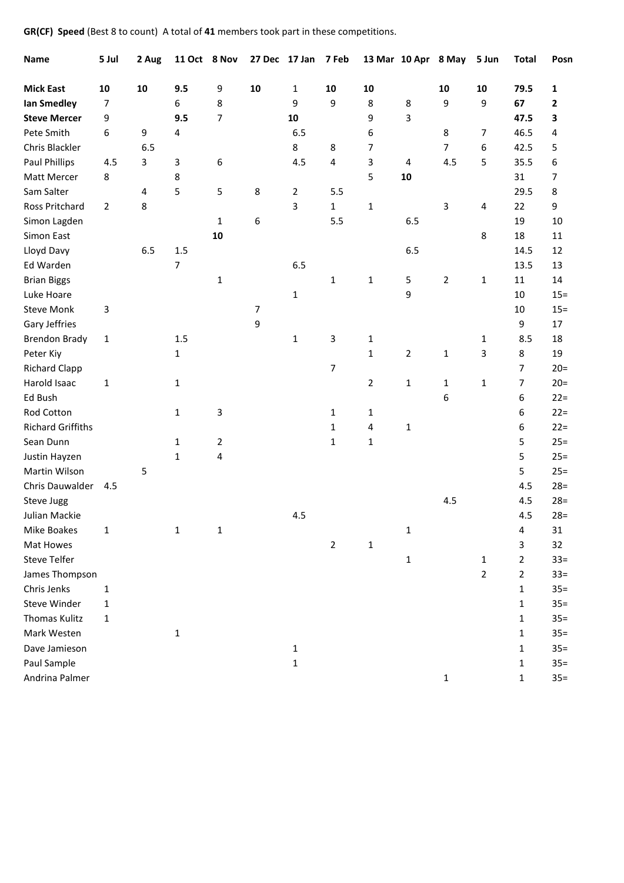**GR(CF) Speed** (Best 8 to count) A total of **41** members took part in these competitions.

| Name | 5 Jul | 2 Aug | 11 Oct | 8 Nov | 27 Dec | 17 Jan | 7 Feb | 13 Mar | 10 Apr | 8 May | 5 Jun | Total | Posn |
|---|---|---|---|---|---|---|---|---|---|---|---|---|---|
| **Mick East** | **10** | **10** | **9.5** | 9 | **10** | 1 | **10** | **10** | | **10** | **10** | **79.5** | **1** |
| **Ian Smedley** | 7 | | 6 | 8 | | 9 | 9 | 8 | 8 | 9 | 9 | **67** | **2** |
| **Steve Mercer** | 9 | | **9.5** | 7 | | **10** | | 9 | 3 | | | **47.5** | **3** |
| Pete Smith | 6 | 9 | 4 | | | 6.5 | | 6 | | 8 | 7 | 46.5 | 4 |
| Chris Blackler | | 6.5 | | | | 8 | 8 | 7 | | 7 | 6 | 42.5 | 5 |
| Paul Phillips | 4.5 | 3 | 3 | 6 | | 4.5 | 4 | 3 | 4 | 4.5 | 5 | 35.5 | 6 |
| Matt Mercer | 8 | | 8 | | | | | 5 | **10** | | | 31 | 7 |
| Sam Salter | | 4 | 5 | 5 | 8 | 2 | 5.5 | | | | | 29.5 | 8 |
| Ross Pritchard | 2 | 8 | | | | 3 | 1 | 1 | | 3 | 4 | 22 | 9 |
| Simon Lagden | | | | 1 | 6 | | 5.5 | | 6.5 | | | 19 | 10 |
| Simon East | | | | **10** | | | | | | | 8 | 18 | 11 |
| Lloyd Davy | | 6.5 | 1.5 | | | | | | 6.5 | | | 14.5 | 12 |
| Ed Warden | | | 7 | | | 6.5 | | | | | | 13.5 | 13 |
| Brian Biggs | | | | 1 | | | 1 | 1 | 5 | 2 | 1 | 11 | 14 |
| Luke Hoare | | | | | | 1 | | | 9 | | | 10 | 15= |
| Steve Monk | 3 | | | | 7 | | | | | | | 10 | 15= |
| Gary Jeffries | | | | | 9 | | | | | | | 9 | 17 |
| Brendon Brady | 1 | | 1.5 | | | 1 | 3 | 1 | | | 1 | 8.5 | 18 |
| Peter Kiy | | | 1 | | | | | 1 | 2 | 1 | 3 | 8 | 19 |
| Richard Clapp | | | | | | | 7 | | | | | 7 | 20= |
| Harold Isaac | 1 | | 1 | | | | | 2 | 1 | 1 | 1 | 7 | 20= |
| Ed Bush | | | | | | | | | | 6 | | 6 | 22= |
| Rod Cotton | | | 1 | 3 | | | 1 | 1 | | | | 6 | 22= |
| Richard Griffiths | | | | | | | 1 | 4 | 1 | | | 6 | 22= |
| Sean Dunn | | | 1 | 2 | | | 1 | 1 | | | | 5 | 25= |
| Justin Hayzen | | | 1 | 4 | | | | | | | | 5 | 25= |
| Martin Wilson | | 5 | | | | | | | | | | 5 | 25= |
| Chris Dauwalder | 4.5 | | | | | | | | | | | 4.5 | 28= |
| Steve Jugg | | | | | | | | | | 4.5 | | 4.5 | 28= |
| Julian Mackie | | | | | | 4.5 | | | | | | 4.5 | 28= |
| Mike Boakes | 1 | | 1 | 1 | | | | | 1 | | | 4 | 31 |
| Mat Howes | | | | | | | 2 | 1 | | | | 3 | 32 |
| Steve Telfer | | | | | | | | | 1 | | 1 | 2 | 33= |
| James Thompson | | | | | | | | | | | 2 | 2 | 33= |
| Chris Jenks | 1 | | | | | | | | | | | 1 | 35= |
| Steve Winder | 1 | | | | | | | | | | | 1 | 35= |
| Thomas Kulitz | 1 | | | | | | | | | | | 1 | 35= |
| Mark Westen | | | 1 | | | | | | | | | 1 | 35= |
| Dave Jamieson | | | | | | 1 | | | | | | 1 | 35= |
| Paul Sample | | | | | | 1 | | | | | | 1 | 35= |
| Andrina Palmer | | | | | | | | | | 1 | | 1 | 35= |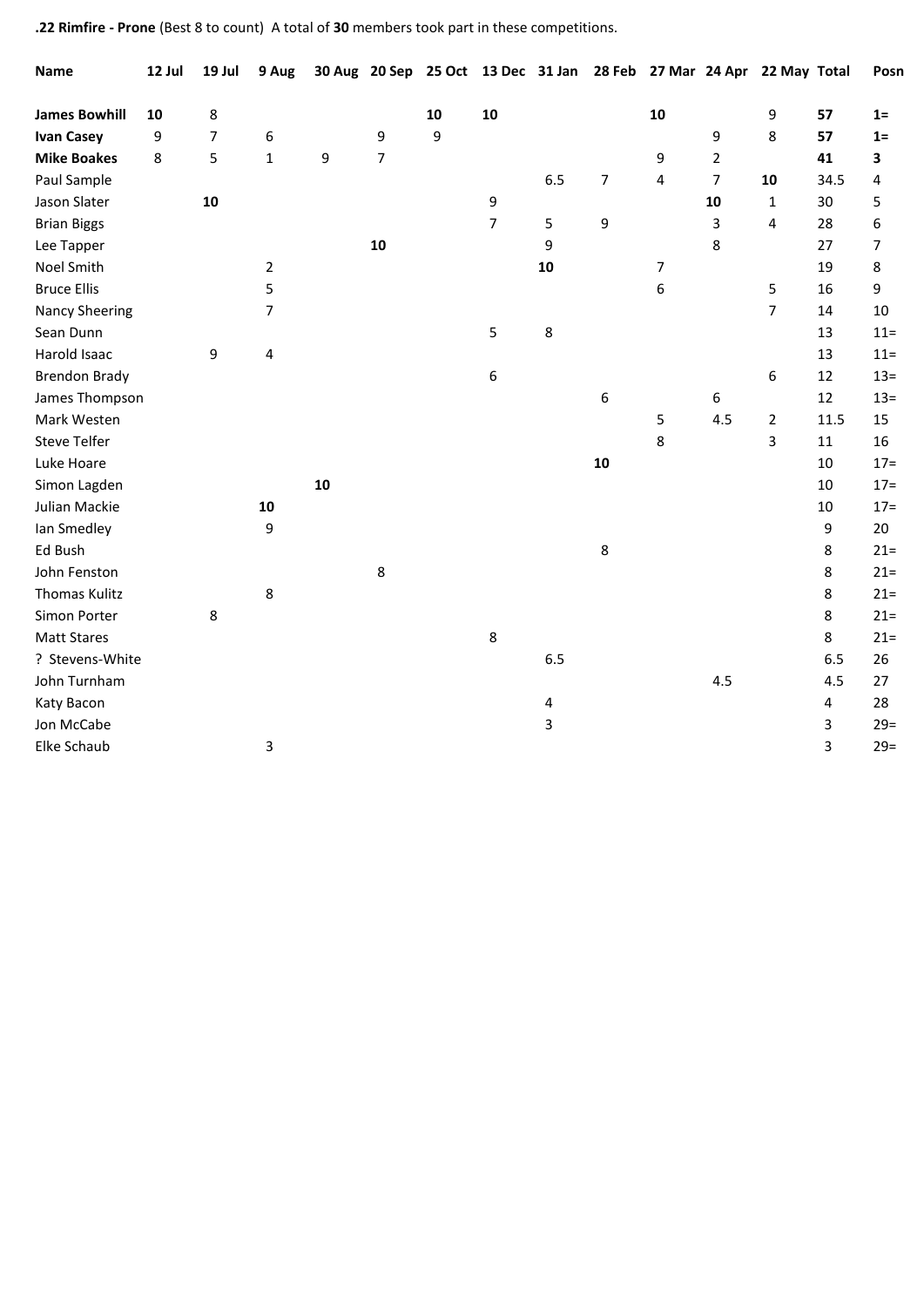**.22 Rimfire - Prone** (Best 8 to count) A total of **30** members took part in these competitions.

| Name | 12 Jul | 19 Jul | 9 Aug | 30 Aug | 20 Sep | 25 Oct | 13 Dec | 31 Jan | 28 Feb | 27 Mar | 24 Apr | 22 May | Total | Posn |
|---|---|---|---|---|---|---|---|---|---|---|---|---|---|---|
| **James Bowhill** | **10** | 8 | | | | **10** | **10** | | | **10** | | 9 | **57** | **1=** |
| **Ivan Casey** | 9 | 7 | 6 | | 9 | 9 | | | | | 9 | 8 | **57** | **1=** |
| **Mike Boakes** | 8 | 5 | 1 | 9 | 7 | | | | | 9 | 2 | | **41** | **3** |
| Paul Sample | | | | | | | | 6.5 | 7 | 4 | 7 | **10** | 34.5 | 4 |
| Jason Slater | | **10** | | | | | 9 | | | | **10** | 1 | 30 | 5 |
| Brian Biggs | | | | | | | 7 | 5 | 9 | | 3 | 4 | 28 | 6 |
| Lee Tapper | | | | | **10** | | | 9 | | | 8 | | 27 | 7 |
| Noel Smith | | | 2 | | | | | **10** | | 7 | | | 19 | 8 |
| Bruce Ellis | | | 5 | | | | | | | 6 | | 5 | 16 | 9 |
| Nancy Sheering | | | 7 | | | | | | | | | 7 | 14 | 10 |
| Sean Dunn | | | | | | | 5 | 8 | | | | | 13 | 11= |
| Harold Isaac | | 9 | 4 | | | | | | | | | | 13 | 11= |
| Brendon Brady | | | | | | | 6 | | | | | 6 | 12 | 13= |
| James Thompson | | | | | | | | | 6 | | 6 | | 12 | 13= |
| Mark Westen | | | | | | | | | | 5 | 4.5 | 2 | 11.5 | 15 |
| Steve Telfer | | | | | | | | | | 8 | | 3 | 11 | 16 |
| Luke Hoare | | | | | | | | | **10** | | | | 10 | 17= |
| Simon Lagden | | | | **10** | | | | | | | | | 10 | 17= |
| Julian Mackie | | | **10** | | | | | | | | | | 10 | 17= |
| Ian Smedley | | | 9 | | | | | | | | | | 9 | 20 |
| Ed Bush | | | | | | | | | 8 | | | | 8 | 21= |
| John Fenston | | | | | 8 | | | | | | | | 8 | 21= |
| Thomas Kulitz | | | 8 | | | | | | | | | | 8 | 21= |
| Simon Porter | | 8 | | | | | | | | | | | 8 | 21= |
| Matt Stares | | | | | | | 8 | | | | | | 8 | 21= |
| ? Stevens-White | | | | | | | | 6.5 | | | | | 6.5 | 26 |
| John Turnham | | | | | | | | | | | 4.5 | | 4.5 | 27 |
| Katy Bacon | | | | | | | | 4 | | | | | 4 | 28 |
| Jon McCabe | | | | | | | | 3 | | | | | 3 | 29= |
| Elke Schaub | | | 3 | | | | | | | | | | 3 | 29= |